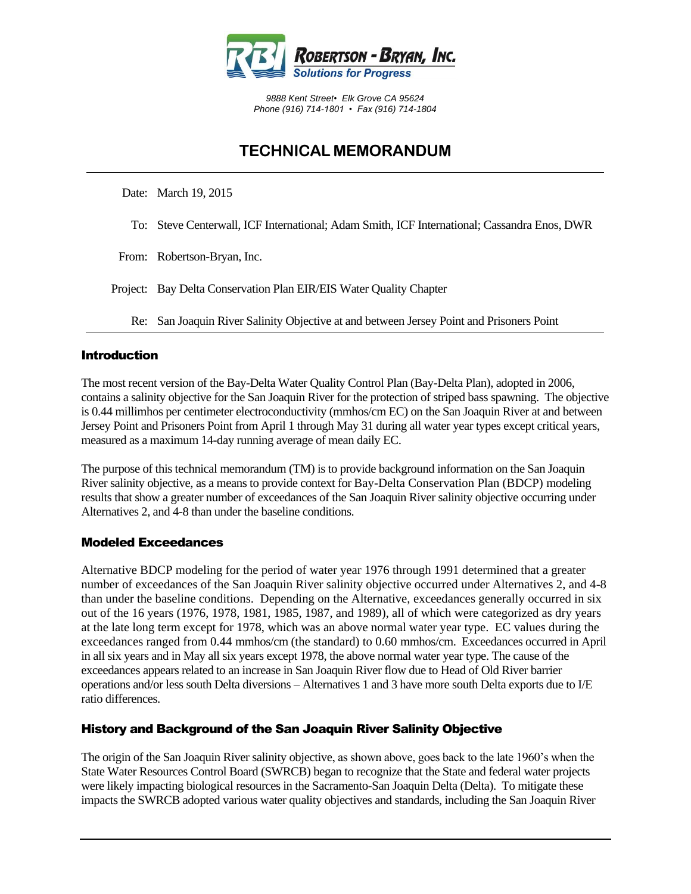**ROBERTSON - BRYAN, INC.**
*Solutions for Progress*

*9888 Kent Street• Elk Grove CA 95624*
*Phone (916) 714-1801 • Fax (916) 714-1804*

# TECHNICAL MEMORANDUM

Date: March 19, 2015

To: Steve Centerwall, ICF International; Adam Smith, ICF International; Cassandra Enos, DWR

From: Robertson-Bryan, Inc.

Project: Bay Delta Conservation Plan EIR/EIS Water Quality Chapter

Re: San Joaquin River Salinity Objective at and between Jersey Point and Prisoners Point

## Introduction

The most recent version of the Bay-Delta Water Quality Control Plan (Bay-Delta Plan), adopted in 2006, contains a salinity objective for the San Joaquin River for the protection of striped bass spawning. The objective is 0.44 millimhos per centimeter electroconductivity (mmhos/cm EC) on the San Joaquin River at and between Jersey Point and Prisoners Point from April 1 through May 31 during all water year types except critical years, measured as a maximum 14-day running average of mean daily EC.

The purpose of this technical memorandum (TM) is to provide background information on the San Joaquin River salinity objective, as a means to provide context for Bay-Delta Conservation Plan (BDCP) modeling results that show a greater number of exceedances of the San Joaquin River salinity objective occurring under Alternatives 2, and 4-8 than under the baseline conditions.

## Modeled Exceedances

Alternative BDCP modeling for the period of water year 1976 through 1991 determined that a greater number of exceedances of the San Joaquin River salinity objective occurred under Alternatives 2, and 4-8 than under the baseline conditions. Depending on the Alternative, exceedances generally occurred in six out of the 16 years (1976, 1978, 1981, 1985, 1987, and 1989), all of which were categorized as dry years at the late long term except for 1978, which was an above normal water year type. EC values during the exceedances ranged from 0.44 mmhos/cm (the standard) to 0.60 mmhos/cm. Exceedances occurred in April in all six years and in May all six years except 1978, the above normal water year type. The cause of the exceedances appears related to an increase in San Joaquin River flow due to Head of Old River barrier operations and/or less south Delta diversions – Alternatives 1 and 3 have more south Delta exports due to I/E ratio differences.

## History and Background of the San Joaquin River Salinity Objective

The origin of the San Joaquin River salinity objective, as shown above, goes back to the late 1960's when the State Water Resources Control Board (SWRCB) began to recognize that the State and federal water projects were likely impacting biological resources in the Sacramento-San Joaquin Delta (Delta). To mitigate these impacts the SWRCB adopted various water quality objectives and standards, including the San Joaquin River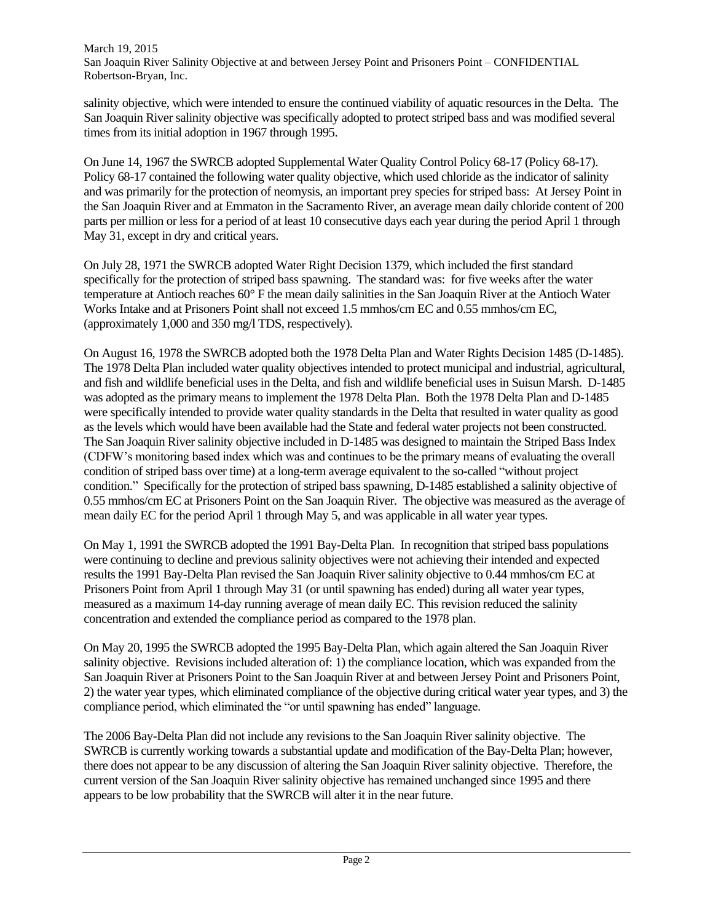salinity objective, which were intended to ensure the continued viability of aquatic resources in the Delta. The San Joaquin River salinity objective was specifically adopted to protect striped bass and was modified several times from its initial adoption in 1967 through 1995.

On June 14, 1967 the SWRCB adopted Supplemental Water Quality Control Policy 68-17 (Policy 68-17). Policy 68-17 contained the following water quality objective, which used chloride as the indicator of salinity and was primarily for the protection of neomysis, an important prey species for striped bass: At Jersey Point in the San Joaquin River and at Emmaton in the Sacramento River, an average mean daily chloride content of 200 parts per million or less for a period of at least 10 consecutive days each year during the period April 1 through May 31, except in dry and critical years.

On July 28, 1971 the SWRCB adopted Water Right Decision 1379, which included the first standard specifically for the protection of striped bass spawning. The standard was: for five weeks after the water temperature at Antioch reaches 60° F the mean daily salinities in the San Joaquin River at the Antioch Water Works Intake and at Prisoners Point shall not exceed 1.5 mmhos/cm EC and 0.55 mmhos/cm EC, (approximately 1,000 and 350 mg/l TDS, respectively).

On August 16, 1978 the SWRCB adopted both the 1978 Delta Plan and Water Rights Decision 1485 (D-1485). The 1978 Delta Plan included water quality objectives intended to protect municipal and industrial, agricultural, and fish and wildlife beneficial uses in the Delta, and fish and wildlife beneficial uses in Suisun Marsh. D-1485 was adopted as the primary means to implement the 1978 Delta Plan. Both the 1978 Delta Plan and D-1485 were specifically intended to provide water quality standards in the Delta that resulted in water quality as good as the levels which would have been available had the State and federal water projects not been constructed. The San Joaquin River salinity objective included in D-1485 was designed to maintain the Striped Bass Index (CDFW's monitoring based index which was and continues to be the primary means of evaluating the overall condition of striped bass over time) at a long-term average equivalent to the so-called "without project condition." Specifically for the protection of striped bass spawning, D-1485 established a salinity objective of 0.55 mmhos/cm EC at Prisoners Point on the San Joaquin River. The objective was measured as the average of mean daily EC for the period April 1 through May 5, and was applicable in all water year types.

On May 1, 1991 the SWRCB adopted the 1991 Bay-Delta Plan. In recognition that striped bass populations were continuing to decline and previous salinity objectives were not achieving their intended and expected results the 1991 Bay-Delta Plan revised the San Joaquin River salinity objective to 0.44 mmhos/cm EC at Prisoners Point from April 1 through May 31 (or until spawning has ended) during all water year types, measured as a maximum 14-day running average of mean daily EC. This revision reduced the salinity concentration and extended the compliance period as compared to the 1978 plan.

On May 20, 1995 the SWRCB adopted the 1995 Bay-Delta Plan, which again altered the San Joaquin River salinity objective. Revisions included alteration of: 1) the compliance location, which was expanded from the San Joaquin River at Prisoners Point to the San Joaquin River at and between Jersey Point and Prisoners Point, 2) the water year types, which eliminated compliance of the objective during critical water year types, and 3) the compliance period, which eliminated the "or until spawning has ended" language.

The 2006 Bay-Delta Plan did not include any revisions to the San Joaquin River salinity objective. The SWRCB is currently working towards a substantial update and modification of the Bay-Delta Plan; however, there does not appear to be any discussion of altering the San Joaquin River salinity objective. Therefore, the current version of the San Joaquin River salinity objective has remained unchanged since 1995 and there appears to be low probability that the SWRCB will alter it in the near future.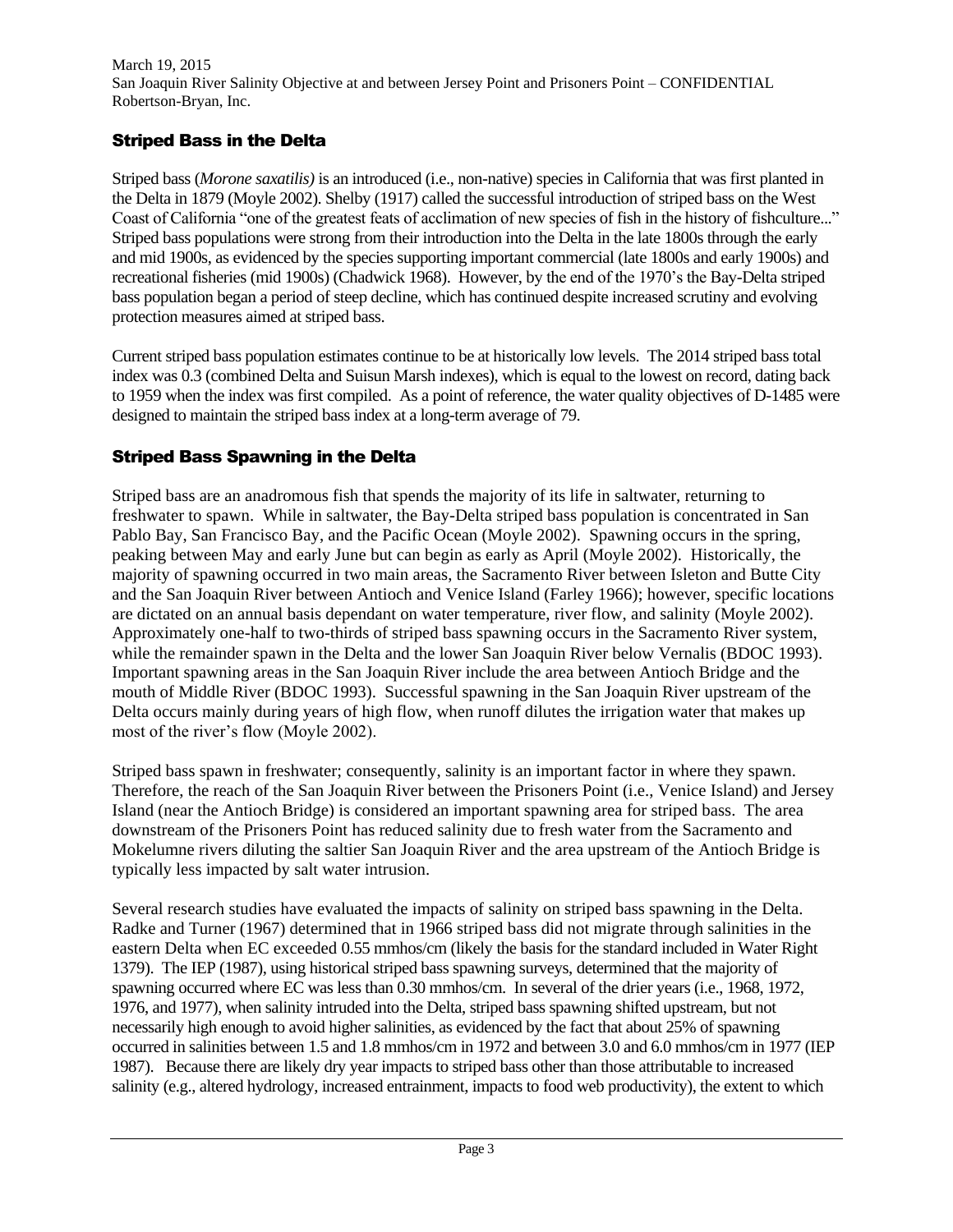## Striped Bass in the Delta

Striped bass (*Morone saxatilis)* is an introduced (i.e., non-native) species in California that was first planted in the Delta in 1879 (Moyle 2002). Shelby (1917) called the successful introduction of striped bass on the West Coast of California "one of the greatest feats of acclimation of new species of fish in the history of fishculture..." Striped bass populations were strong from their introduction into the Delta in the late 1800s through the early and mid 1900s, as evidenced by the species supporting important commercial (late 1800s and early 1900s) and recreational fisheries (mid 1900s) (Chadwick 1968). However, by the end of the 1970's the Bay-Delta striped bass population began a period of steep decline, which has continued despite increased scrutiny and evolving protection measures aimed at striped bass.

Current striped bass population estimates continue to be at historically low levels. The 2014 striped bass total index was 0.3 (combined Delta and Suisun Marsh indexes), which is equal to the lowest on record, dating back to 1959 when the index was first compiled. As a point of reference, the water quality objectives of D-1485 were designed to maintain the striped bass index at a long-term average of 79.

## Striped Bass Spawning in the Delta

Striped bass are an anadromous fish that spends the majority of its life in saltwater, returning to freshwater to spawn. While in saltwater, the Bay-Delta striped bass population is concentrated in San Pablo Bay, San Francisco Bay, and the Pacific Ocean (Moyle 2002). Spawning occurs in the spring, peaking between May and early June but can begin as early as April (Moyle 2002). Historically, the majority of spawning occurred in two main areas, the Sacramento River between Isleton and Butte City and the San Joaquin River between Antioch and Venice Island (Farley 1966); however, specific locations are dictated on an annual basis dependant on water temperature, river flow, and salinity (Moyle 2002). Approximately one-half to two-thirds of striped bass spawning occurs in the Sacramento River system, while the remainder spawn in the Delta and the lower San Joaquin River below Vernalis (BDOC 1993). Important spawning areas in the San Joaquin River include the area between Antioch Bridge and the mouth of Middle River (BDOC 1993). Successful spawning in the San Joaquin River upstream of the Delta occurs mainly during years of high flow, when runoff dilutes the irrigation water that makes up most of the river's flow (Moyle 2002).

Striped bass spawn in freshwater; consequently, salinity is an important factor in where they spawn. Therefore, the reach of the San Joaquin River between the Prisoners Point (i.e., Venice Island) and Jersey Island (near the Antioch Bridge) is considered an important spawning area for striped bass. The area downstream of the Prisoners Point has reduced salinity due to fresh water from the Sacramento and Mokelumne rivers diluting the saltier San Joaquin River and the area upstream of the Antioch Bridge is typically less impacted by salt water intrusion.

Several research studies have evaluated the impacts of salinity on striped bass spawning in the Delta. Radke and Turner (1967) determined that in 1966 striped bass did not migrate through salinities in the eastern Delta when EC exceeded 0.55 mmhos/cm (likely the basis for the standard included in Water Right 1379). The IEP (1987), using historical striped bass spawning surveys, determined that the majority of spawning occurred where EC was less than 0.30 mmhos/cm. In several of the drier years (i.e., 1968, 1972, 1976, and 1977), when salinity intruded into the Delta, striped bass spawning shifted upstream, but not necessarily high enough to avoid higher salinities, as evidenced by the fact that about 25% of spawning occurred in salinities between 1.5 and 1.8 mmhos/cm in 1972 and between 3.0 and 6.0 mmhos/cm in 1977 (IEP 1987). Because there are likely dry year impacts to striped bass other than those attributable to increased salinity (e.g., altered hydrology, increased entrainment, impacts to food web productivity), the extent to which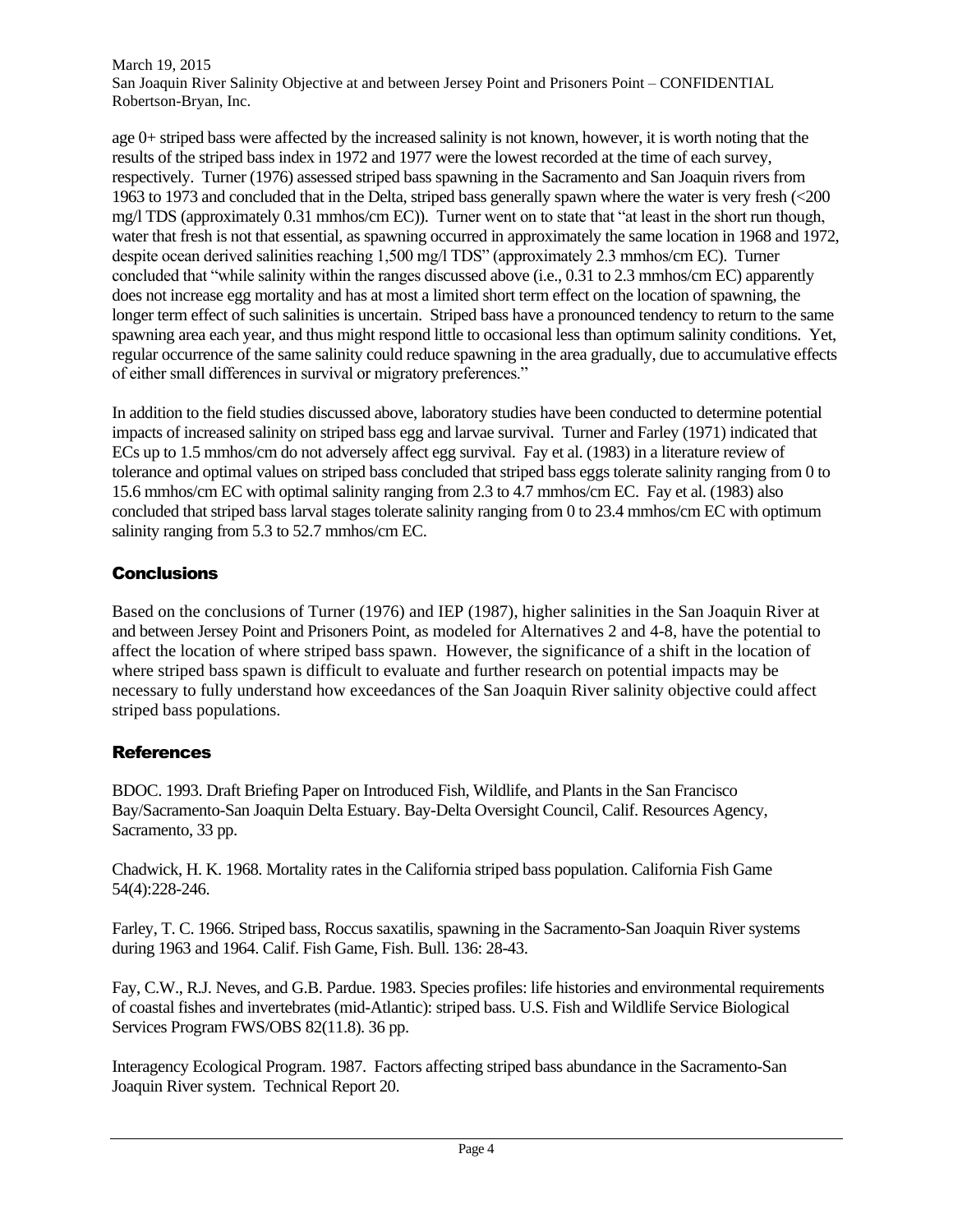age 0+ striped bass were affected by the increased salinity is not known, however, it is worth noting that the results of the striped bass index in 1972 and 1977 were the lowest recorded at the time of each survey, respectively. Turner (1976) assessed striped bass spawning in the Sacramento and San Joaquin rivers from 1963 to 1973 and concluded that in the Delta, striped bass generally spawn where the water is very fresh (<200 mg/l TDS (approximately 0.31 mmhos/cm EC)). Turner went on to state that "at least in the short run though, water that fresh is not that essential, as spawning occurred in approximately the same location in 1968 and 1972, despite ocean derived salinities reaching 1,500 mg/l TDS" (approximately 2.3 mmhos/cm EC). Turner concluded that "while salinity within the ranges discussed above (i.e., 0.31 to 2.3 mmhos/cm EC) apparently does not increase egg mortality and has at most a limited short term effect on the location of spawning, the longer term effect of such salinities is uncertain. Striped bass have a pronounced tendency to return to the same spawning area each year, and thus might respond little to occasional less than optimum salinity conditions. Yet, regular occurrence of the same salinity could reduce spawning in the area gradually, due to accumulative effects of either small differences in survival or migratory preferences."

In addition to the field studies discussed above, laboratory studies have been conducted to determine potential impacts of increased salinity on striped bass egg and larvae survival. Turner and Farley (1971) indicated that ECs up to 1.5 mmhos/cm do not adversely affect egg survival. Fay et al. (1983) in a literature review of tolerance and optimal values on striped bass concluded that striped bass eggs tolerate salinity ranging from 0 to 15.6 mmhos/cm EC with optimal salinity ranging from 2.3 to 4.7 mmhos/cm EC. Fay et al. (1983) also concluded that striped bass larval stages tolerate salinity ranging from 0 to 23.4 mmhos/cm EC with optimum salinity ranging from 5.3 to 52.7 mmhos/cm EC.

## Conclusions

Based on the conclusions of Turner (1976) and IEP (1987), higher salinities in the San Joaquin River at and between Jersey Point and Prisoners Point, as modeled for Alternatives 2 and 4-8, have the potential to affect the location of where striped bass spawn. However, the significance of a shift in the location of where striped bass spawn is difficult to evaluate and further research on potential impacts may be necessary to fully understand how exceedances of the San Joaquin River salinity objective could affect striped bass populations.

## References

BDOC. 1993. Draft Briefing Paper on Introduced Fish, Wildlife, and Plants in the San Francisco Bay/Sacramento-San Joaquin Delta Estuary. Bay-Delta Oversight Council, Calif. Resources Agency, Sacramento, 33 pp.

Chadwick, H. K. 1968. Mortality rates in the California striped bass population. California Fish Game 54(4):228-246.

Farley, T. C. 1966. Striped bass, Roccus saxatilis, spawning in the Sacramento-San Joaquin River systems during 1963 and 1964. Calif. Fish Game, Fish. Bull. 136: 28-43.

Fay, C.W., R.J. Neves, and G.B. Pardue. 1983. Species profiles: life histories and environmental requirements of coastal fishes and invertebrates (mid-Atlantic): striped bass. U.S. Fish and Wildlife Service Biological Services Program FWS/OBS 82(11.8). 36 pp.

Interagency Ecological Program. 1987. Factors affecting striped bass abundance in the Sacramento-San Joaquin River system. Technical Report 20.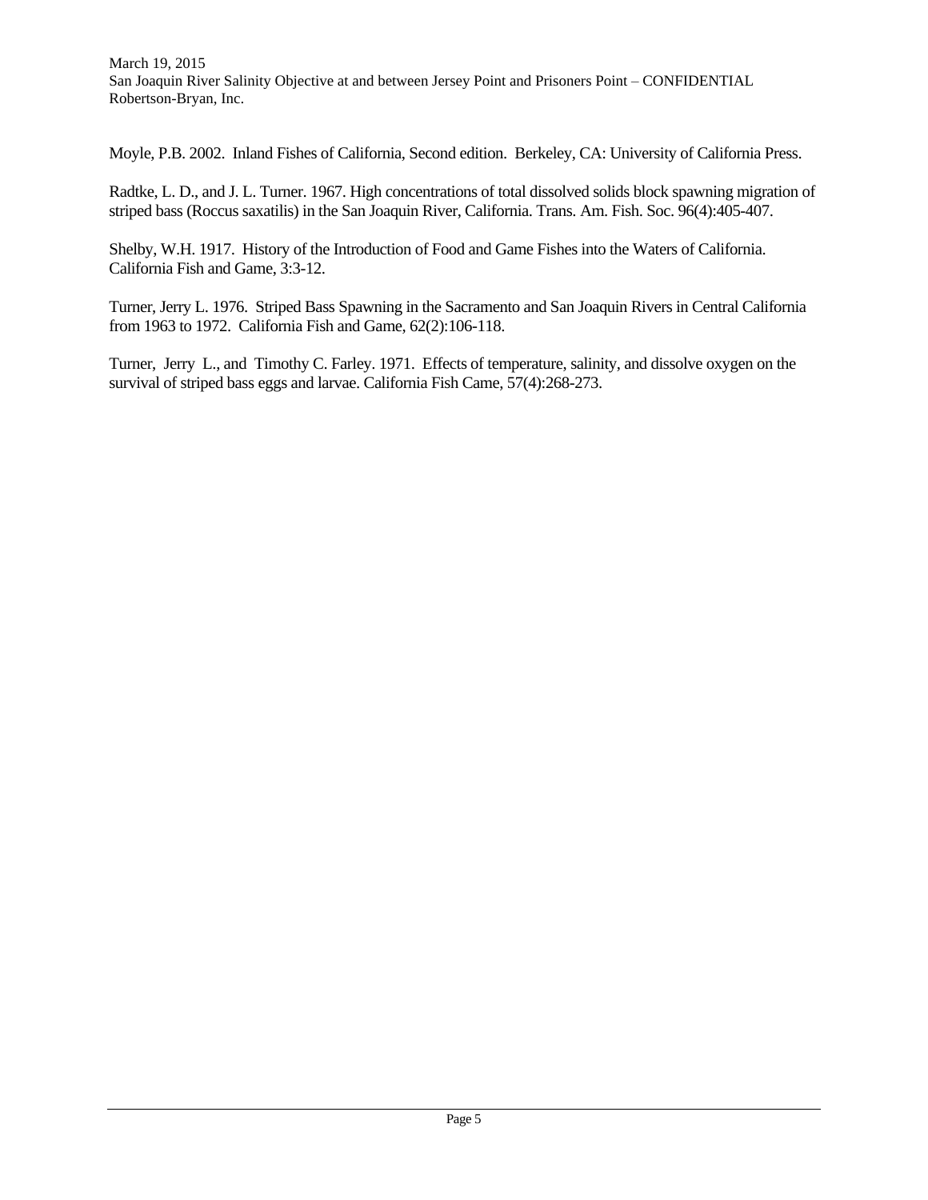Moyle, P.B. 2002. Inland Fishes of California, Second edition. Berkeley, CA: University of California Press.

Radtke, L. D., and J. L. Turner. 1967. High concentrations of total dissolved solids block spawning migration of striped bass (Roccus saxatilis) in the San Joaquin River, California. Trans. Am. Fish. Soc. 96(4):405-407.

Shelby, W.H. 1917. History of the Introduction of Food and Game Fishes into the Waters of California. California Fish and Game, 3:3-12.

Turner, Jerry L. 1976. Striped Bass Spawning in the Sacramento and San Joaquin Rivers in Central California from 1963 to 1972. California Fish and Game, 62(2):106-118.

Turner, Jerry L., and Timothy C. Farley. 1971. Effects of temperature, salinity, and dissolve oxygen on the survival of striped bass eggs and larvae. California Fish Came, 57(4):268-273.